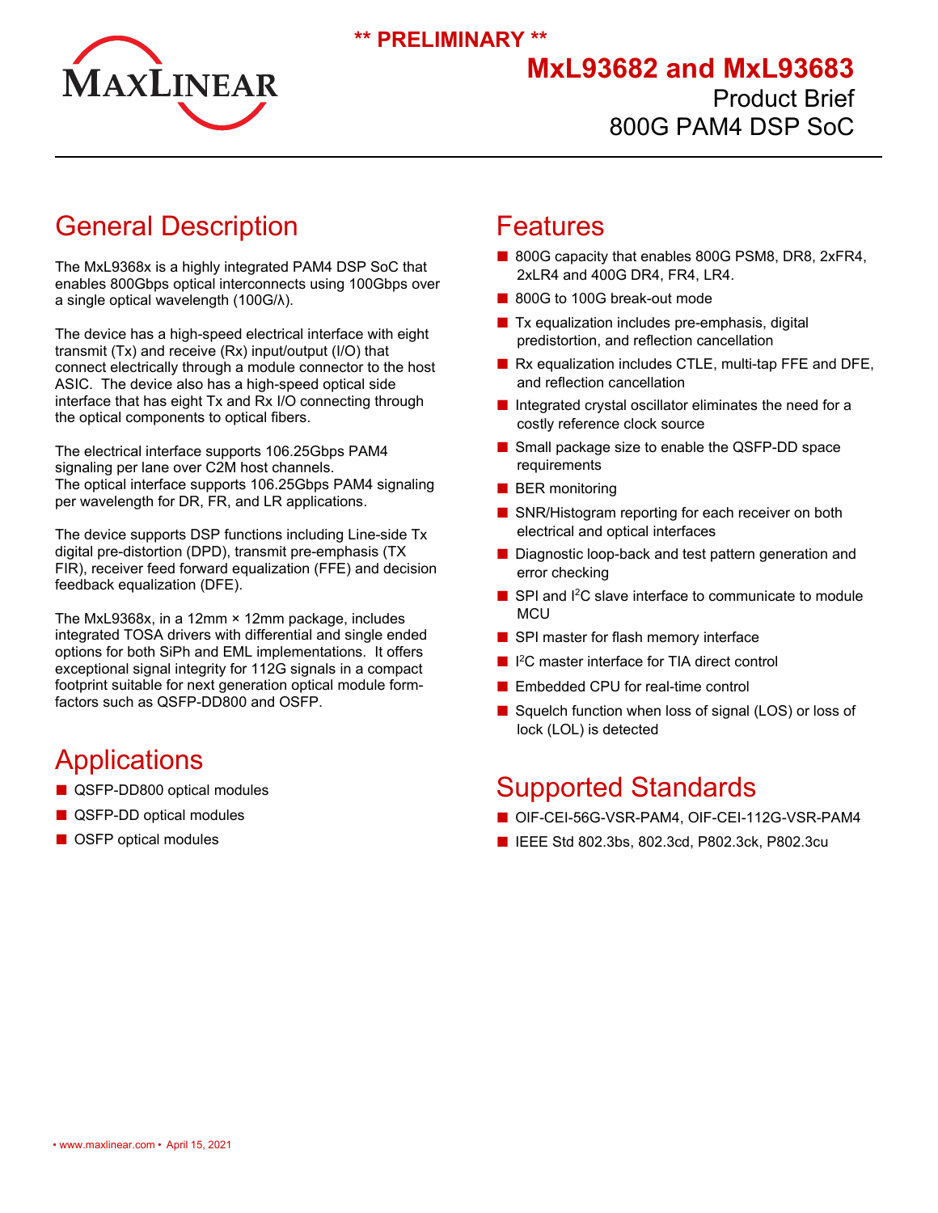**\*\* PRELIMINARY \*\***

# MxL93682 and MxL93683

Product Brief

800G PAM4 DSP SoC

## General Description

The MxL9368x is a highly integrated PAM4 DSP SoC that enables 800Gbps optical interconnects using 100Gbps over a single optical wavelength (100G/λ).

The device has a high-speed electrical interface with eight transmit (Tx) and receive (Rx) input/output (I/O) that connect electrically through a module connector to the host ASIC. The device also has a high-speed optical side interface that has eight Tx and Rx I/O connecting through the optical components to optical fibers.

The electrical interface supports 106.25Gbps PAM4 signaling per lane over C2M host channels.
The optical interface supports 106.25Gbps PAM4 signaling per wavelength for DR, FR, and LR applications.

The device supports DSP functions including Line-side Tx digital pre-distortion (DPD), transmit pre-emphasis (TX FIR), receiver feed forward equalization (FFE) and decision feedback equalization (DFE).

The MxL9368x, in a 12mm × 12mm package, includes integrated TOSA drivers with differential and single ended options for both SiPh and EML implementations. It offers exceptional signal integrity for 112G signals in a compact footprint suitable for next generation optical module form-factors such as QSFP-DD800 and OSFP.

## Applications

- QSFP-DD800 optical modules
- QSFP-DD optical modules
- OSFP optical modules

## Features

- 800G capacity that enables 800G PSM8, DR8, 2xFR4, 2xLR4 and 400G DR4, FR4, LR4.
- 800G to 100G break-out mode
- Tx equalization includes pre-emphasis, digital predistortion, and reflection cancellation
- Rx equalization includes CTLE, multi-tap FFE and DFE, and reflection cancellation
- Integrated crystal oscillator eliminates the need for a costly reference clock source
- Small package size to enable the QSFP-DD space requirements
- BER monitoring
- SNR/Histogram reporting for each receiver on both electrical and optical interfaces
- Diagnostic loop-back and test pattern generation and error checking
- SPI and I$^2$C slave interface to communicate to module MCU
- SPI master for flash memory interface
- I$^2$C master interface for TIA direct control
- Embedded CPU for real-time control
- Squelch function when loss of signal (LOS) or loss of lock (LOL) is detected

## Supported Standards

- OIF-CEI-56G-VSR-PAM4, OIF-CEI-112G-VSR-PAM4
- IEEE Std 802.3bs, 802.3cd, P802.3ck, P802.3cu

• www.maxlinear.com • April 15, 2021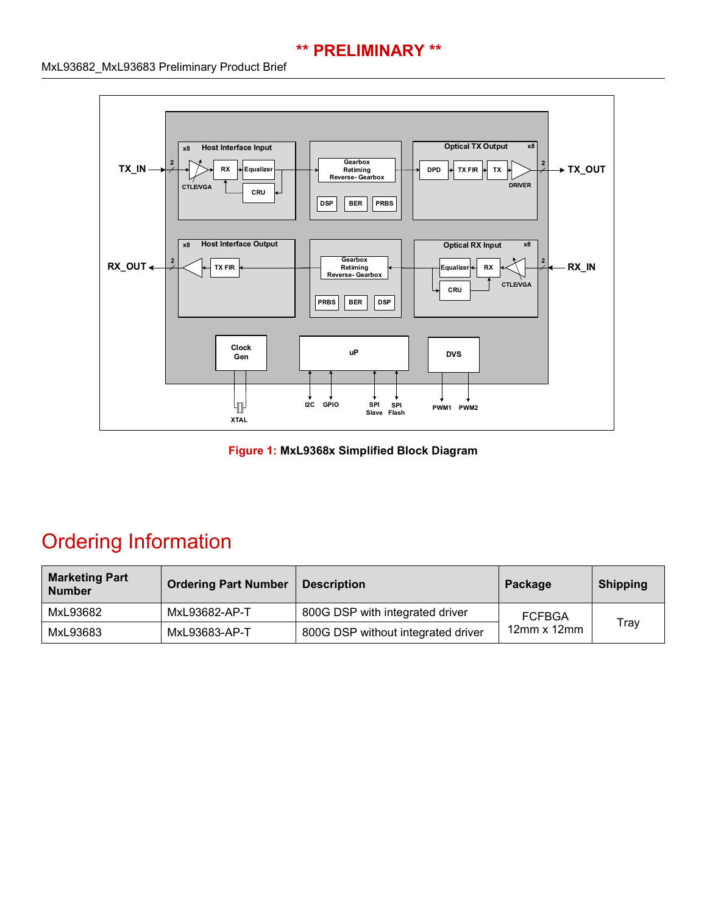**\*\* PRELIMINARY \*\***

**Figure 1:** **MxL9368x Simplified Block Diagram**

# Ordering Information

| Marketing Part Number | Ordering Part Number | Description | Package | Shipping |
|---|---|---|---|---|
| MxL93682 | MxL93682-AP-T | 800G DSP with integrated driver | FCFBGA 12mm x 12mm | Tray |
| MxL93683 | MxL93683-AP-T | 800G DSP without integrated driver | | |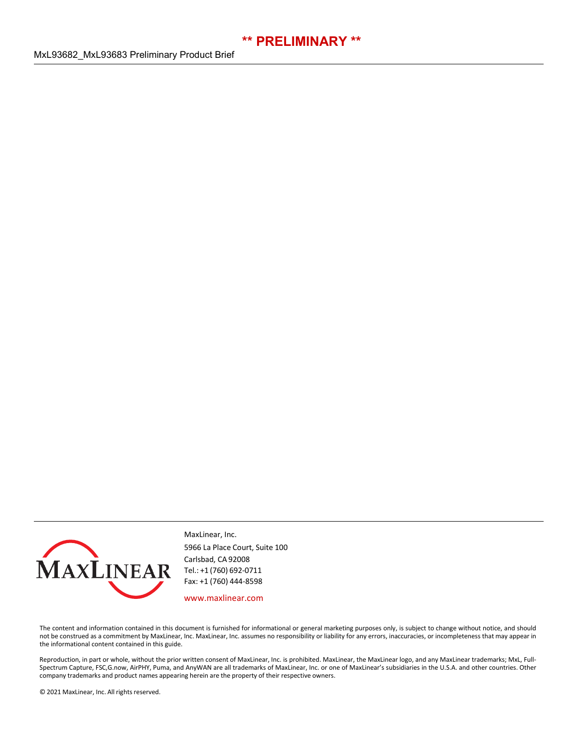MaxLinear, Inc.

5966 La Place Court, Suite 100

Carlsbad, CA 92008

Tel.: +1 (760) 692-0711

Fax: +1 (760) 444-8598

www.maxlinear.com

The content and information contained in this document is furnished for informational or general marketing purposes only, is subject to change without notice, and should not be construed as a commitment by MaxLinear, Inc. MaxLinear, Inc. assumes no responsibility or liability for any errors, inaccuracies, or incompleteness that may appear in the informational content contained in this guide.

Reproduction, in part or whole, without the prior written consent of MaxLinear, Inc. is prohibited. MaxLinear, the MaxLinear logo, and any MaxLinear trademarks; MxL, Full-Spectrum Capture, FSC,G.now, AirPHY, Puma, and AnyWAN are all trademarks of MaxLinear, Inc. or one of MaxLinear's subsidiaries in the U.S.A. and other countries. Other company trademarks and product names appearing herein are the property of their respective owners.

© 2021 MaxLinear, Inc. All rights reserved.